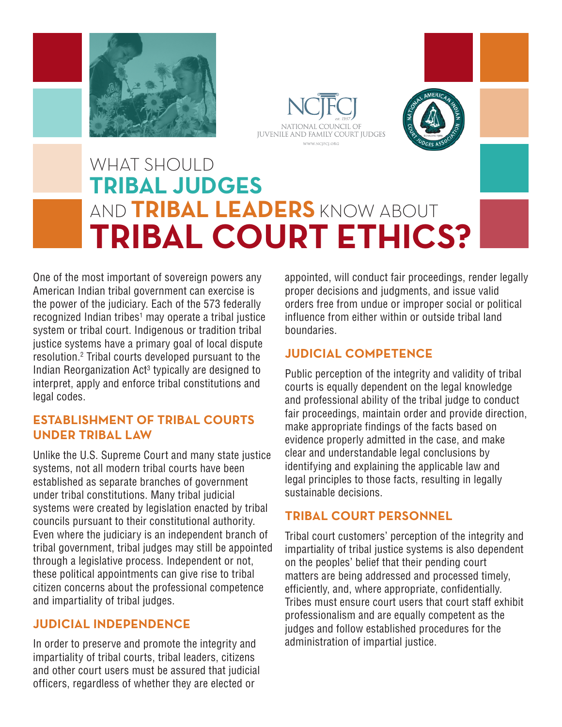# WHAT SHOULD TRIBAL JUDGES AND TRIBAL LEADERS KNOW ABOUT TRIBAL COURT ETHICS?

One of the most important of sovereign powers any American Indian tribal government can exercise is the power of the judiciary. Each of the 573 federally recognized Indian tribes[1] may operate a tribal justice system or tribal court. Indigenous or tradition tribal justice systems have a primary goal of local dispute resolution.[2] Tribal courts developed pursuant to the Indian Reorganization Act[3] typically are designed to interpret, apply and enforce tribal constitutions and legal codes.

## ESTABLISHMENT OF TRIBAL COURTS UNDER TRIBAL LAW

Unlike the U.S. Supreme Court and many state justice systems, not all modern tribal courts have been established as separate branches of government under tribal constitutions. Many tribal judicial systems were created by legislation enacted by tribal councils pursuant to their constitutional authority. Even where the judiciary is an independent branch of tribal government, tribal judges may still be appointed through a legislative process. Independent or not, these political appointments can give rise to tribal citizen concerns about the professional competence and impartiality of tribal judges.

## JUDICIAL INDEPENDENCE

In order to preserve and promote the integrity and impartiality of tribal courts, tribal leaders, citizens and other court users must be assured that judicial officers, regardless of whether they are elected or appointed, will conduct fair proceedings, render legally proper decisions and judgments, and issue valid orders free from undue or improper social or political influence from either within or outside tribal land boundaries.

## JUDICIAL COMPETENCE

Public perception of the integrity and validity of tribal courts is equally dependent on the legal knowledge and professional ability of the tribal judge to conduct fair proceedings, maintain order and provide direction, make appropriate findings of the facts based on evidence properly admitted in the case, and make clear and understandable legal conclusions by identifying and explaining the applicable law and legal principles to those facts, resulting in legally sustainable decisions.

## TRIBAL COURT PERSONNEL

Tribal court customers' perception of the integrity and impartiality of tribal justice systems is also dependent on the peoples' belief that their pending court matters are being addressed and processed timely, efficiently, and, where appropriate, confidentially. Tribes must ensure court users that court staff exhibit professionalism and are equally competent as the judges and follow established procedures for the administration of impartial justice.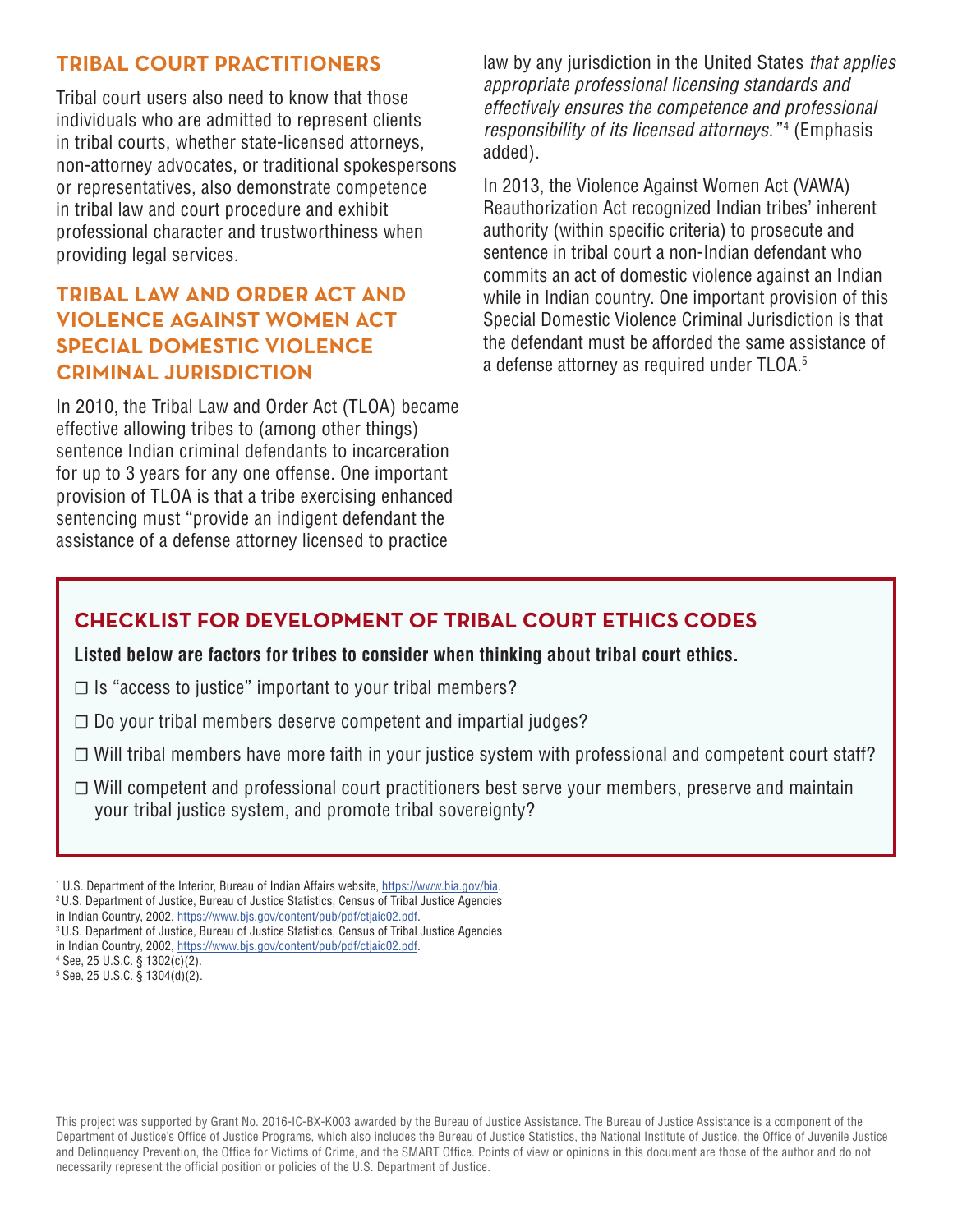## TRIBAL COURT PRACTITIONERS

Tribal court users also need to know that those individuals who are admitted to represent clients in tribal courts, whether state-licensed attorneys, non-attorney advocates, or traditional spokespersons or representatives, also demonstrate competence in tribal law and court procedure and exhibit professional character and trustworthiness when providing legal services.

## TRIBAL LAW AND ORDER ACT AND VIOLENCE AGAINST WOMEN ACT SPECIAL DOMESTIC VIOLENCE CRIMINAL JURISDICTION

In 2010, the Tribal Law and Order Act (TLOA) became effective allowing tribes to (among other things) sentence Indian criminal defendants to incarceration for up to 3 years for any one offense. One important provision of TLOA is that a tribe exercising enhanced sentencing must "provide an indigent defendant the assistance of a defense attorney licensed to practice law by any jurisdiction in the United States *that applies appropriate professional licensing standards and effectively ensures the competence and professional responsibility of its licensed attorneys."*[4] (Emphasis added).

In 2013, the Violence Against Women Act (VAWA) Reauthorization Act recognized Indian tribes' inherent authority (within specific criteria) to prosecute and sentence in tribal court a non-Indian defendant who commits an act of domestic violence against an Indian while in Indian country. One important provision of this Special Domestic Violence Criminal Jurisdiction is that the defendant must be afforded the same assistance of a defense attorney as required under TLOA.[5]

## CHECKLIST FOR DEVELOPMENT OF TRIBAL COURT ETHICS CODES

**Listed below are factors for tribes to consider when thinking about tribal court ethics.**

- ☐ Is "access to justice" important to your tribal members?
- ☐ Do your tribal members deserve competent and impartial judges?
- ☐ Will tribal members have more faith in your justice system with professional and competent court staff?
- ☐ Will competent and professional court practitioners best serve your members, preserve and maintain your tribal justice system, and promote tribal sovereignty?

[1] U.S. Department of the Interior, Bureau of Indian Affairs website, https://www.bia.gov/bia.
[2] U.S. Department of Justice, Bureau of Justice Statistics, Census of Tribal Justice Agencies in Indian Country, 2002, https://www.bjs.gov/content/pub/pdf/ctjaic02.pdf.
[3] U.S. Department of Justice, Bureau of Justice Statistics, Census of Tribal Justice Agencies in Indian Country, 2002, https://www.bjs.gov/content/pub/pdf/ctjaic02.pdf.
[4] See, 25 U.S.C. § 1302(c)(2).
[5] See, 25 U.S.C. § 1304(d)(2).

This project was supported by Grant No. 2016-IC-BX-K003 awarded by the Bureau of Justice Assistance. The Bureau of Justice Assistance is a component of the Department of Justice's Office of Justice Programs, which also includes the Bureau of Justice Statistics, the National Institute of Justice, the Office of Juvenile Justice and Delinquency Prevention, the Office for Victims of Crime, and the SMART Office. Points of view or opinions in this document are those of the author and do not necessarily represent the official position or policies of the U.S. Department of Justice.